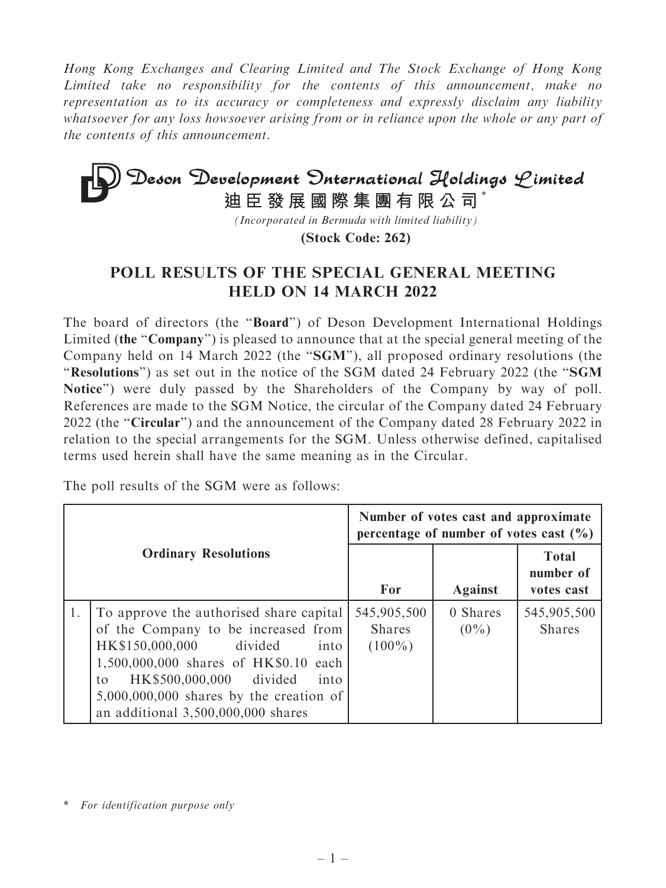*Hong Kong Exchanges and Clearing Limited and The Stock Exchange of Hong Kong Limited take no responsibility for the contents of this announcement, make no representation as to its accuracy or completeness and expressly disclaim any liability whatsoever for any loss howsoever arising from or in reliance upon the whole or any part of the contents of this announcement.*

# Deson Development International Holdings Limited

**迪臣發展國際集團有限公司***

*(Incorporated in Bermuda with limited liability)*

**(Stock Code: 262)**

## POLL RESULTS OF THE SPECIAL GENERAL MEETING HELD ON 14 MARCH 2022

The board of directors (the "**Board**") of Deson Development International Holdings Limited (**the** "**Company**") is pleased to announce that at the special general meeting of the Company held on 14 March 2022 (the "**SGM**"), all proposed ordinary resolutions (the "**Resolutions**") as set out in the notice of the SGM dated 24 February 2022 (the "**SGM Notice**") were duly passed by the Shareholders of the Company by way of poll. References are made to the SGM Notice, the circular of the Company dated 24 February 2022 (the "**Circular**") and the announcement of the Company dated 28 February 2022 in relation to the special arrangements for the SGM. Unless otherwise defined, capitalised terms used herein shall have the same meaning as in the Circular.

The poll results of the SGM were as follows:

| | Ordinary Resolutions | Number of votes cast and approximate percentage of number of votes cast (%) | | |
|---|---|---|---|---|
| | | For | Against | Total number of votes cast |
| 1. | To approve the authorised share capital of the Company to be increased from HK$150,000,000 divided into 1,500,000,000 shares of HK$0.10 each to HK$500,000,000 divided into 5,000,000,000 shares by the creation of an additional 3,500,000,000 shares | 545,905,500 Shares (100%) | 0 Shares (0%) | 545,905,500 Shares |

\* *For identification purpose only*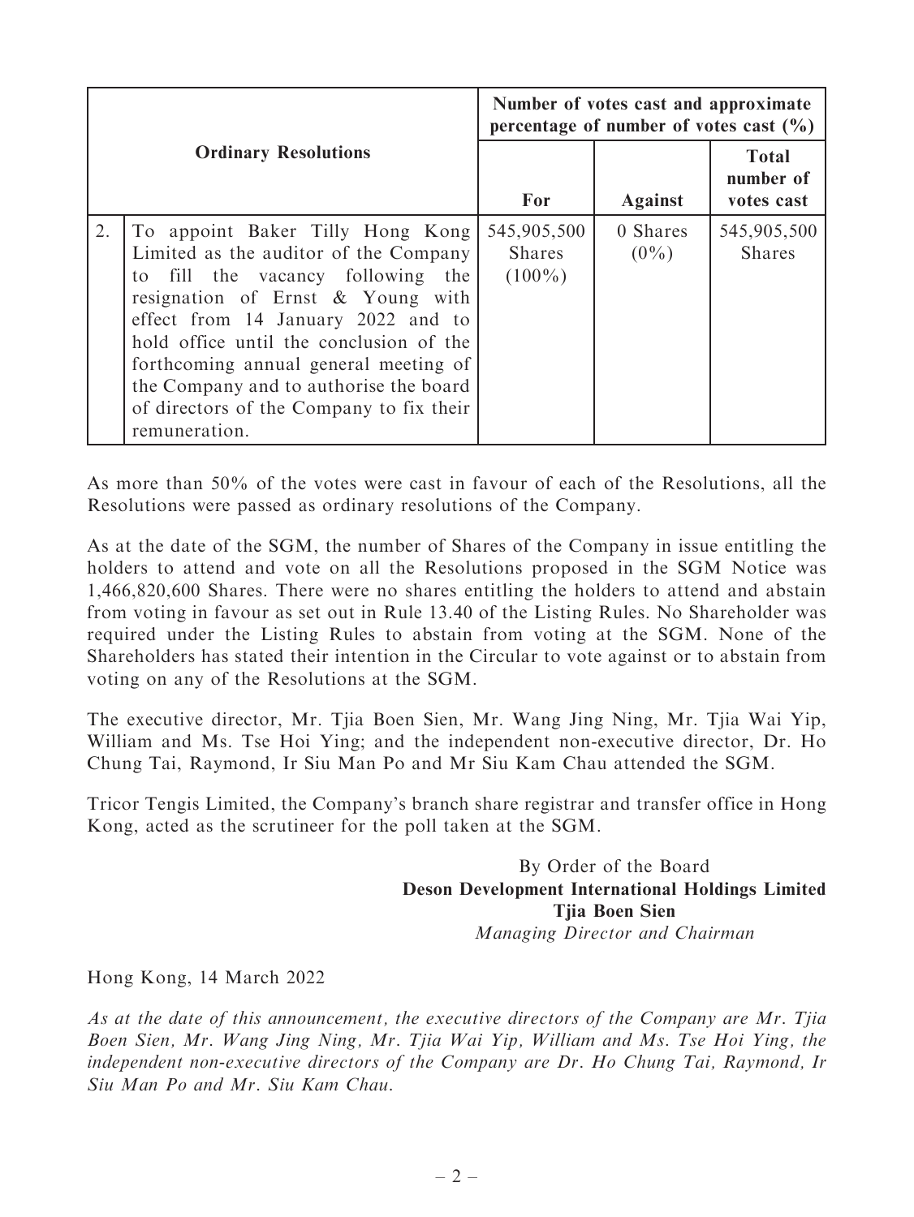| Ordinary Resolutions | | Number of votes cast and approximate percentage of number of votes cast (%) | | |
|---|---|---|---|---|
| | | For | Against | Total number of votes cast |
| 2. | To appoint Baker Tilly Hong Kong Limited as the auditor of the Company to fill the vacancy following the resignation of Ernst & Young with effect from 14 January 2022 and to hold office until the conclusion of the forthcoming annual general meeting of the Company and to authorise the board of directors of the Company to fix their remuneration. | 545,905,500 Shares (100%) | 0 Shares (0%) | 545,905,500 Shares |

As more than 50% of the votes were cast in favour of each of the Resolutions, all the Resolutions were passed as ordinary resolutions of the Company.

As at the date of the SGM, the number of Shares of the Company in issue entitling the holders to attend and vote on all the Resolutions proposed in the SGM Notice was 1,466,820,600 Shares. There were no shares entitling the holders to attend and abstain from voting in favour as set out in Rule 13.40 of the Listing Rules. No Shareholder was required under the Listing Rules to abstain from voting at the SGM. None of the Shareholders has stated their intention in the Circular to vote against or to abstain from voting on any of the Resolutions at the SGM.

The executive director, Mr. Tjia Boen Sien, Mr. Wang Jing Ning, Mr. Tjia Wai Yip, William and Ms. Tse Hoi Ying; and the independent non-executive director, Dr. Ho Chung Tai, Raymond, Ir Siu Man Po and Mr Siu Kam Chau attended the SGM.

Tricor Tengis Limited, the Company's branch share registrar and transfer office in Hong Kong, acted as the scrutineer for the poll taken at the SGM.

By Order of the Board
**Deson Development International Holdings Limited**
**Tjia Boen Sien**
*Managing Director and Chairman*

Hong Kong, 14 March 2022

*As at the date of this announcement, the executive directors of the Company are Mr. Tjia Boen Sien, Mr. Wang Jing Ning, Mr. Tjia Wai Yip, William and Ms. Tse Hoi Ying, the independent non-executive directors of the Company are Dr. Ho Chung Tai, Raymond, Ir Siu Man Po and Mr. Siu Kam Chau.*